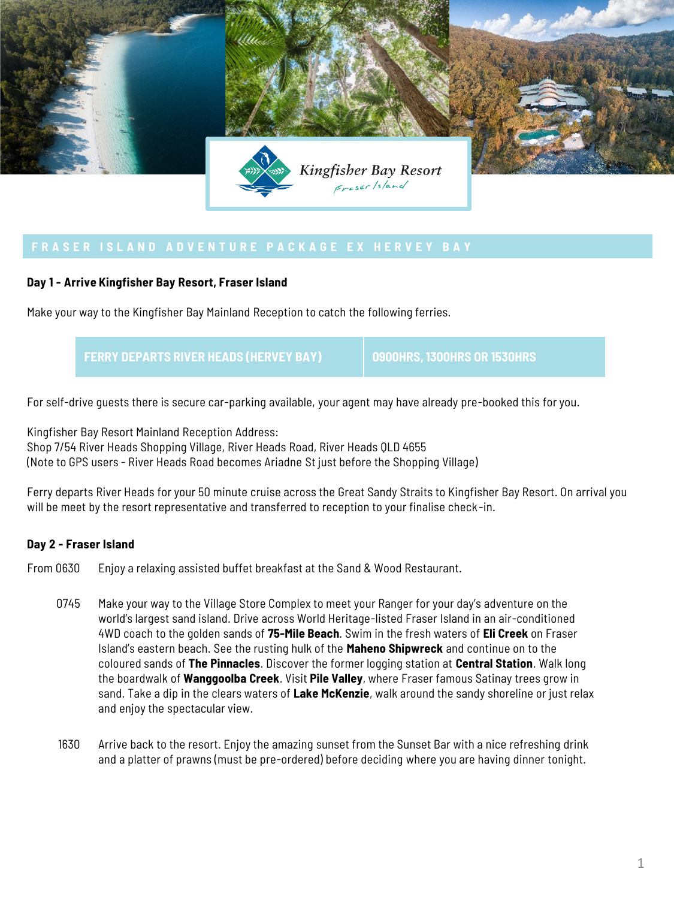Kingfisher Bay Resort
Fraser Island

## FRASER ISLAND ADVENTURE PACKAGE EX HERVEY BAY

### Day 1 - Arrive Kingfisher Bay Resort, Fraser Island

Make your way to the Kingfisher Bay Mainland Reception to catch the following ferries.

| FERRY DEPARTS RIVER HEADS (HERVEY BAY) | 0900HRS, 1300HRS OR 1530HRS |
| --- | --- |

For self-drive guests there is secure car-parking available, your agent may have already pre-booked this for you.

Kingfisher Bay Resort Mainland Reception Address:
Shop 7/54 River Heads Shopping Village, River Heads Road, River Heads QLD 4655
(Note to GPS users - River Heads Road becomes Ariadne St just before the Shopping Village)

Ferry departs River Heads for your 50 minute cruise across the Great Sandy Straits to Kingfisher Bay Resort. On arrival you will be meet by the resort representative and transferred to reception to your finalise check-in.

### Day 2 - Fraser Island

From 0630 Enjoy a relaxing assisted buffet breakfast at the Sand & Wood Restaurant.

0745 Make your way to the Village Store Complex to meet your Ranger for your day's adventure on the world's largest sand island. Drive across World Heritage-listed Fraser Island in an air-conditioned 4WD coach to the golden sands of **75-Mile Beach**. Swim in the fresh waters of **Eli Creek** on Fraser Island's eastern beach. See the rusting hulk of the **Maheno Shipwreck** and continue on to the coloured sands of **The Pinnacles**. Discover the former logging station at **Central Station**. Walk long the boardwalk of **Wanggoolba Creek**. Visit **Pile Valley**, where Fraser famous Satinay trees grow in sand. Take a dip in the clears waters of **Lake McKenzie**, walk around the sandy shoreline or just relax and enjoy the spectacular view.

1630 Arrive back to the resort. Enjoy the amazing sunset from the Sunset Bar with a nice refreshing drink and a platter of prawns (must be pre-ordered) before deciding where you are having dinner tonight.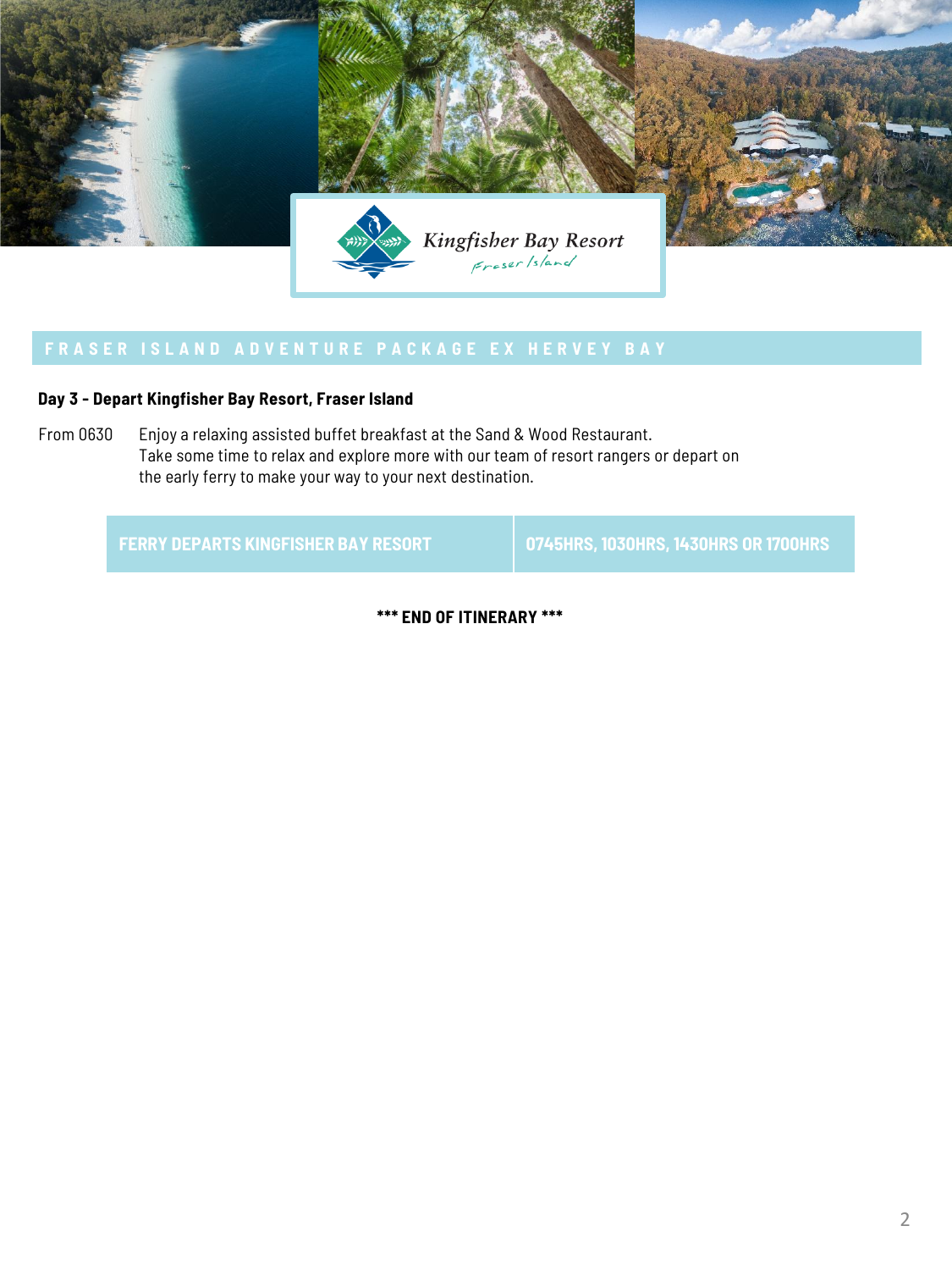Kingfisher Bay Resort
Fraser Island

## FRASER ISLAND ADVENTURE PACKAGE EX HERVEY BAY

**Day 3 - Depart Kingfisher Bay Resort, Fraser Island**

From 0630 Enjoy a relaxing assisted buffet breakfast at the Sand & Wood Restaurant.
Take some time to relax and explore more with our team of resort rangers or depart on the early ferry to make your way to your next destination.

| | |
|---|---|
| FERRY DEPARTS KINGFISHER BAY RESORT | 0745HRS, 1030HRS, 1430HRS OR 1700HRS |

**\*\*\* END OF ITINERARY \*\*\***